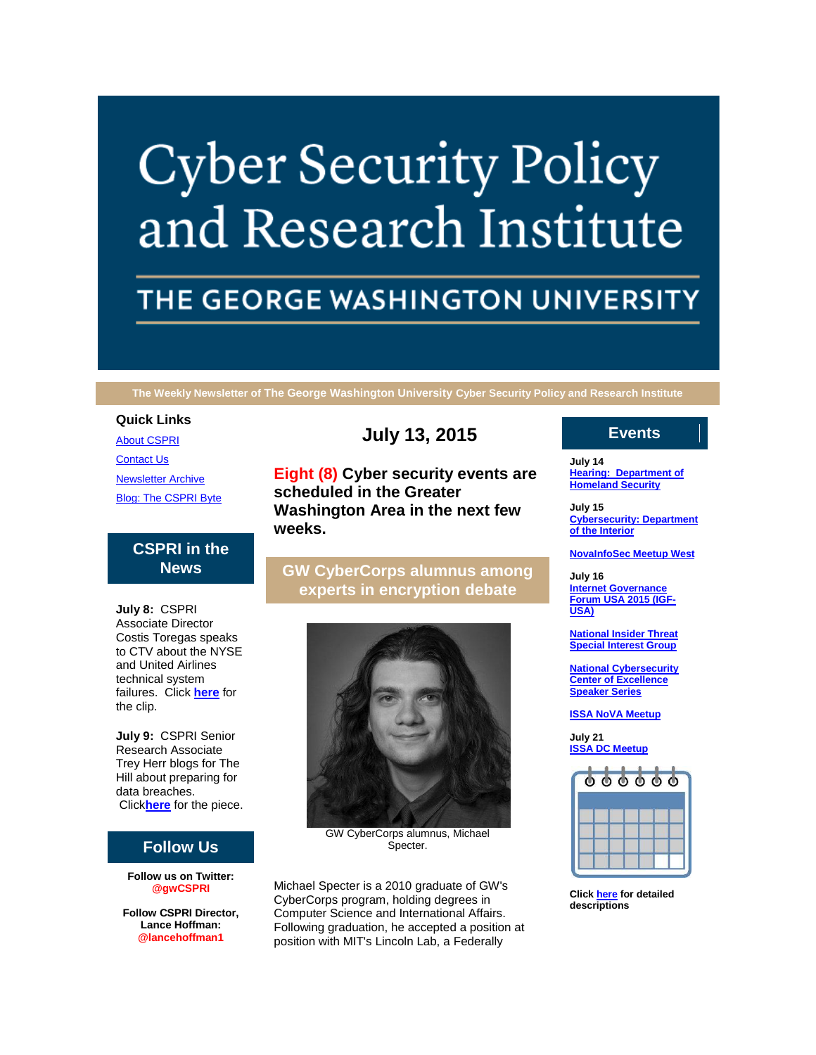# Cyber Security Policy and Research Institute

## THE GEORGE WASHINGTON UNIVERSITY

**The Weekly Newsletter of The George Washington University Cyber Security Policy and Research Institute**

## July 13, 2015

**Eight (8) Cyber security events are scheduled in the Greater Washington Area in the next few weeks.**

## GW CyberCorps alumnus among experts in encryption debate

GW CyberCorps alumnus, Michael Specter.

Michael Specter is a 2010 graduate of GW's CyberCorps program, holding degrees in Computer Science and International Affairs. Following graduation, he accepted a position at position with MIT's Lincoln Lab, a Federally

### Quick Links

About CSPRI

Contact Us

Newsletter Archive

Blog: The CSPRI Byte

### CSPRI in the News

**July 8:** CSPRI Associate Director Costis Toregas speaks to CTV about the NYSE and United Airlines technical system failures. Click **here** for the clip.

**July 9:** CSPRI Senior Research Associate Trey Herr blogs for The Hill about preparing for data breaches. Click**here** for the piece.

### Follow Us

**Follow us on Twitter: @gwCSPRI**

**Follow CSPRI Director, Lance Hoffman: @lancehoffman1**

### Events

**July 14**
**Hearing: Department of Homeland Security**

**July 15**
**Cybersecurity: Department of the Interior**

**NovaInfoSec Meetup West**

**July 16**
**Internet Governance Forum USA 2015 (IGF-USA)**

**National Insider Threat Special Interest Group**

**National Cybersecurity Center of Excellence Speaker Series**

**ISSA NoVA Meetup**

**July 21**
**ISSA DC Meetup**

**Click here for detailed descriptions**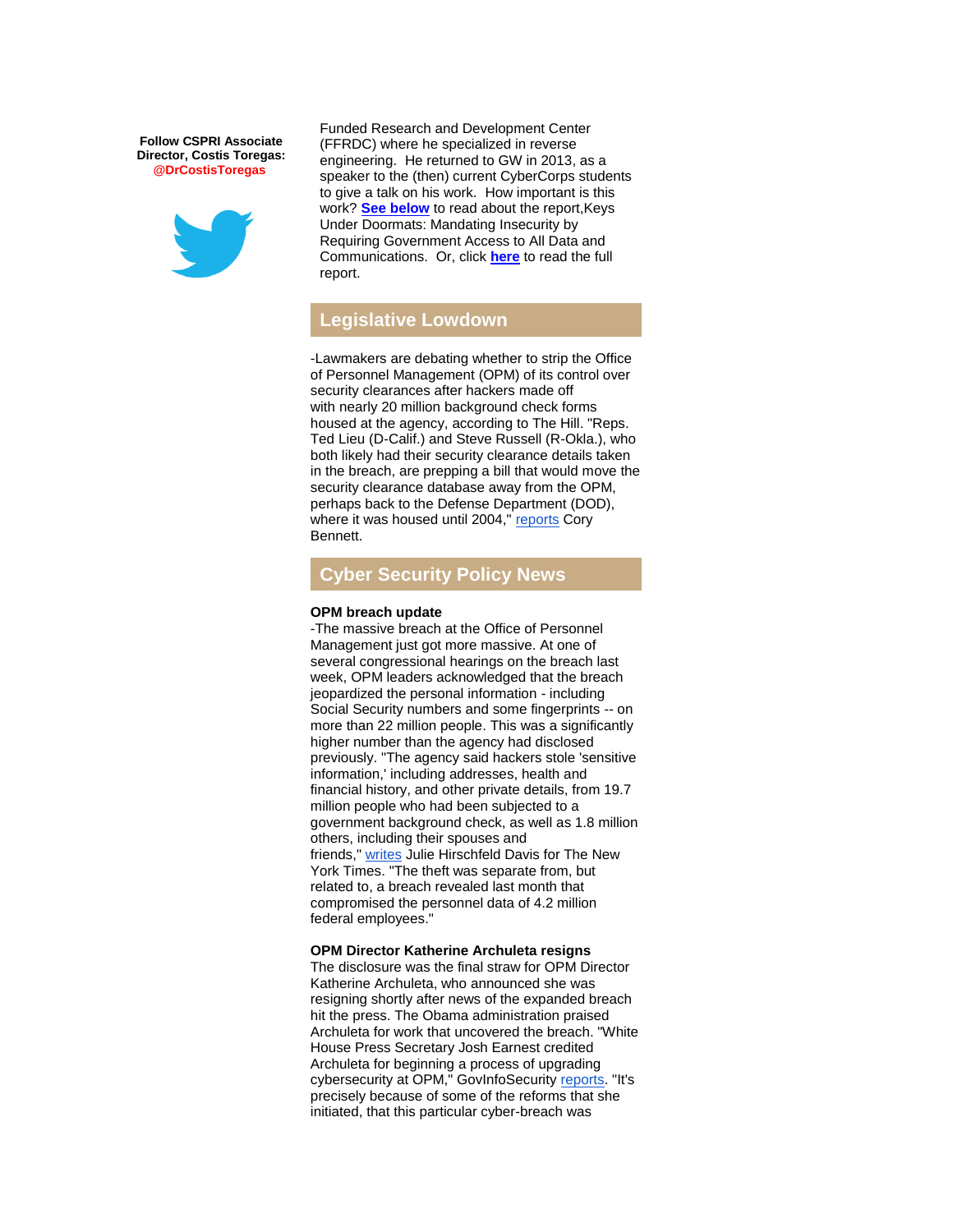**Follow CSPRI Associate Director, Costis Toregas: @DrCostisToregas**

Funded Research and Development Center (FFRDC) where he specialized in reverse engineering. He returned to GW in 2013, as a speaker to the (then) current CyberCorps students to give a talk on his work. How important is this work? **See below** to read about the report,Keys Under Doormats: Mandating Insecurity by Requiring Government Access to All Data and Communications. Or, click **here** to read the full report.

## Legislative Lowdown

-Lawmakers are debating whether to strip the Office of Personnel Management (OPM) of its control over security clearances after hackers made off with nearly 20 million background check forms housed at the agency, according to The Hill. "Reps. Ted Lieu (D-Calif.) and Steve Russell (R-Okla.), who both likely had their security clearance details taken in the breach, are prepping a bill that would move the security clearance database away from the OPM, perhaps back to the Defense Department (DOD), where it was housed until 2004," reports Cory Bennett.

## Cyber Security Policy News

**OPM breach update**

-The massive breach at the Office of Personnel Management just got more massive. At one of several congressional hearings on the breach last week, OPM leaders acknowledged that the breach jeopardized the personal information - including Social Security numbers and some fingerprints -- on more than 22 million people. This was a significantly higher number than the agency had disclosed previously. "The agency said hackers stole 'sensitive information,' including addresses, health and financial history, and other private details, from 19.7 million people who had been subjected to a government background check, as well as 1.8 million others, including their spouses and friends," writes Julie Hirschfeld Davis for The New York Times. "The theft was separate from, but related to, a breach revealed last month that compromised the personnel data of 4.2 million federal employees."

**OPM Director Katherine Archuleta resigns**

The disclosure was the final straw for OPM Director Katherine Archuleta, who announced she was resigning shortly after news of the expanded breach hit the press. The Obama administration praised Archuleta for work that uncovered the breach. "White House Press Secretary Josh Earnest credited Archuleta for beginning a process of upgrading cybersecurity at OPM," GovInfoSecurity reports. "It's precisely because of some of the reforms that she initiated, that this particular cyber-breach was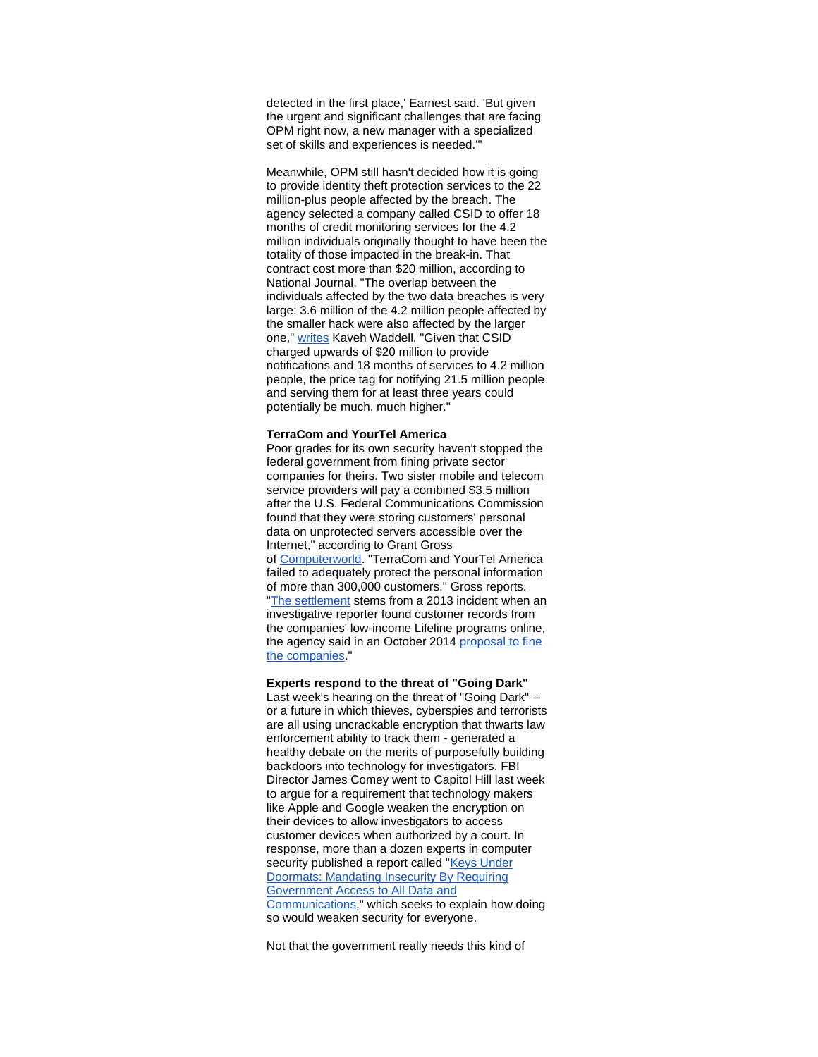detected in the first place,' Earnest said. 'But given the urgent and significant challenges that are facing OPM right now, a new manager with a specialized set of skills and experiences is needed.'"

Meanwhile, OPM still hasn't decided how it is going to provide identity theft protection services to the 22 million-plus people affected by the breach. The agency selected a company called CSID to offer 18 months of credit monitoring services for the 4.2 million individuals originally thought to have been the totality of those impacted in the break-in. That contract cost more than $20 million, according to National Journal. "The overlap between the individuals affected by the two data breaches is very large: 3.6 million of the 4.2 million people affected by the smaller hack were also affected by the larger one," writes Kaveh Waddell. "Given that CSID charged upwards of $20 million to provide notifications and 18 months of services to 4.2 million people, the price tag for notifying 21.5 million people and serving them for at least three years could potentially be much, much higher."

**TerraCom and YourTel America**
Poor grades for its own security haven't stopped the federal government from fining private sector companies for theirs. Two sister mobile and telecom service providers will pay a combined $3.5 million after the U.S. Federal Communications Commission found that they were storing customers' personal data on unprotected servers accessible over the Internet," according to Grant Gross of Computerworld. "TerraCom and YourTel America failed to adequately protect the personal information of more than 300,000 customers," Gross reports. "The settlement stems from a 2013 incident when an investigative reporter found customer records from the companies' low-income Lifeline programs online, the agency said in an October 2014 proposal to fine the companies."

**Experts respond to the threat of "Going Dark"**
Last week's hearing on the threat of "Going Dark" -- or a future in which thieves, cyberspies and terrorists are all using uncrackable encryption that thwarts law enforcement ability to track them - generated a healthy debate on the merits of purposefully building backdoors into technology for investigators. FBI Director James Comey went to Capitol Hill last week to argue for a requirement that technology makers like Apple and Google weaken the encryption on their devices to allow investigators to access customer devices when authorized by a court. In response, more than a dozen experts in computer security published a report called "Keys Under Doormats: Mandating Insecurity By Requiring Government Access to All Data and Communications," which seeks to explain how doing so would weaken security for everyone.

Not that the government really needs this kind of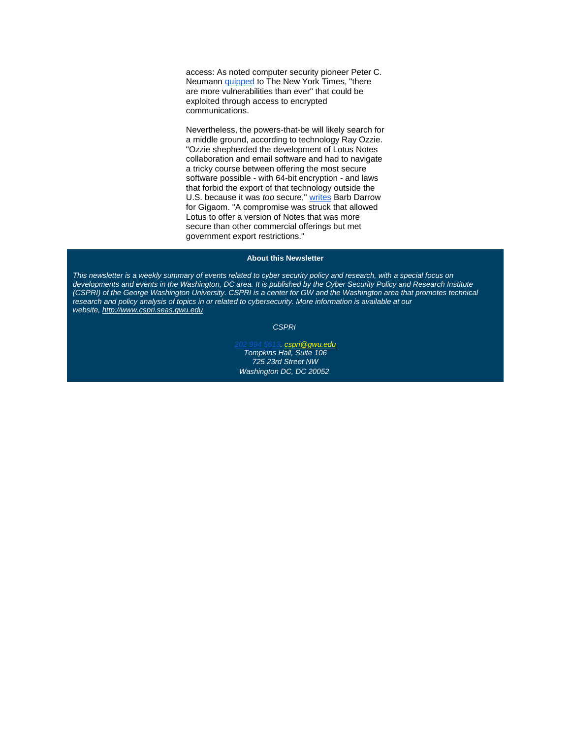access: As noted computer security pioneer Peter C. Neumann [quipped](#) to The New York Times, "there are more vulnerabilities than ever" that could be exploited through access to encrypted communications.

Nevertheless, the powers-that-be will likely search for a middle ground, according to technology Ray Ozzie. "Ozzie shepherded the development of Lotus Notes collaboration and email software and had to navigate a tricky course between offering the most secure software possible - with 64-bit encryption - and laws that forbid the export of that technology outside the U.S. because it was *too* secure," [writes](#) Barb Darrow for Gigaom. "A compromise was struck that allowed Lotus to offer a version of Notes that was more secure than other commercial offerings but met government export restrictions."

**About this Newsletter**

*This newsletter is a weekly summary of events related to cyber security policy and research, with a special focus on developments and events in the Washington, DC area. It is published by the Cyber Security Policy and Research Institute (CSPRI) of the George Washington University. CSPRI is a center for GW and the Washington area that promotes technical research and policy analysis of topics in or related to cybersecurity. More information is available at our website, http://www.cspri.seas.gwu.edu*

*CSPRI*

*202 994 5613, cspri@gwu.edu*
*Tompkins Hall, Suite 106*
*725 23rd Street NW*
*Washington DC, DC 20052*